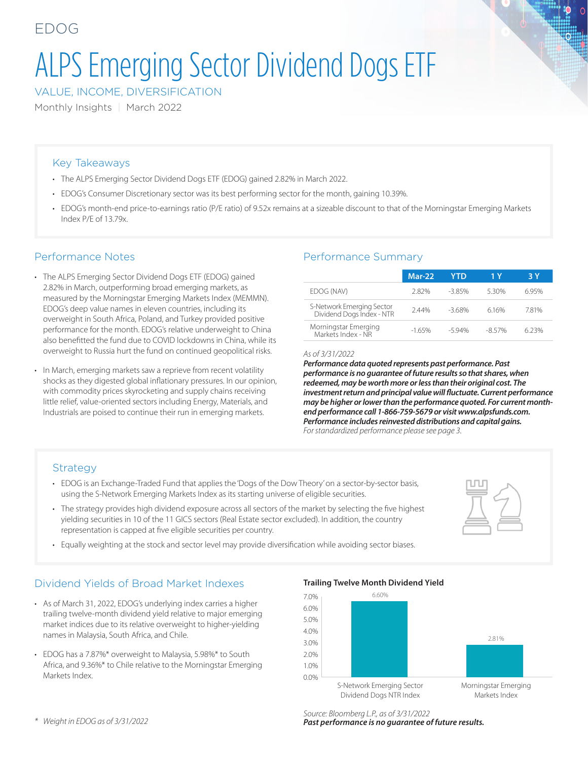EDOG

# ALPS Emerging Sector Dividend Dogs ETF

VALUE, INCOME, DIVERSIFICATION

Monthly Insights | March 2022

## Key Takeaways

- The ALPS Emerging Sector Dividend Dogs ETF (EDOG) gained 2.82% in March 2022.
- EDOG's Consumer Discretionary sector was its best performing sector for the month, gaining 10.39%.
- EDOG's month-end price-to-earnings ratio (P/E ratio) of 9.52x remains at a sizeable discount to that of the Morningstar Emerging Markets Index P/E of 13.79x.

## Performance Notes

- The ALPS Emerging Sector Dividend Dogs ETF (EDOG) gained 2.82% in March, outperforming broad emerging markets, as measured by the Morningstar Emerging Markets Index (MEMMN). EDOG's deep value names in eleven countries, including its overweight in South Africa, Poland, and Turkey provided positive performance for the month. EDOG's relative underweight to China also benefitted the fund due to COVID lockdowns in China, while its overweight to Russia hurt the fund on continued geopolitical risks.
- In March, emerging markets saw a reprieve from recent volatility shocks as they digested global inflationary pressures. In our opinion, with commodity prices skyrocketing and supply chains receiving little relief, value-oriented sectors including Energy, Materials, and Industrials are poised to continue their run in emerging markets.

## Performance Summary

| | Mar-22 | YTD | 1 Y | 3 Y |
|---|---|---|---|---|
| EDOG (NAV) | 2.82% | -3.85% | 5.30% | 6.95% |
| S-Network Emerging Sector Dividend Dogs Index - NTR | 2.44% | -3.68% | 6.16% | 7.81% |
| Morningstar Emerging Markets Index - NR | -1.65% | -5.94% | -8.57% | 6.23% |

*As of 3/31/2022*

***Performance data quoted represents past performance. Past performance is no guarantee of future results so that shares, when redeemed, may be worth more or less than their original cost. The investment return and principal value will fluctuate. Current performance may be higher or lower than the performance quoted. For current month-end performance call 1-866-759-5679 or visit www.alpsfunds.com. Performance includes reinvested distributions and capital gains.***

*For standardized performance please see page 3.*

## Strategy

- EDOG is an Exchange-Traded Fund that applies the 'Dogs of the Dow Theory' on a sector-by-sector basis, using the S-Network Emerging Markets Index as its starting universe of eligible securities.
- The strategy provides high dividend exposure across all sectors of the market by selecting the five highest yielding securities in 10 of the 11 GICS sectors (Real Estate sector excluded). In addition, the country representation is capped at five eligible securities per country.
- Equally weighting at the stock and sector level may provide diversification while avoiding sector biases.

## Dividend Yields of Broad Market Indexes

- As of March 31, 2022, EDOG's underlying index carries a higher trailing twelve-month dividend yield relative to major emerging market indices due to its relative overweight to higher-yielding names in Malaysia, South Africa, and Chile.
- EDOG has a 7.87%* overweight to Malaysia, 5.98%* to South Africa, and 9.36%* to Chile relative to the Morningstar Emerging Markets Index.

\* *Weight in EDOG as of 3/31/2022*

**Trailing Twelve Month Dividend Yield**

| Index | Trailing Twelve Month Dividend Yield |
|---|---|
| S-Network Emerging Sector Dividend Dogs NTR Index | 6.60% |
| Morningstar Emerging Markets Index | 2.81% |

*Source: Bloomberg L.P., as of 3/31/2022*

***Past performance is no guarantee of future results.***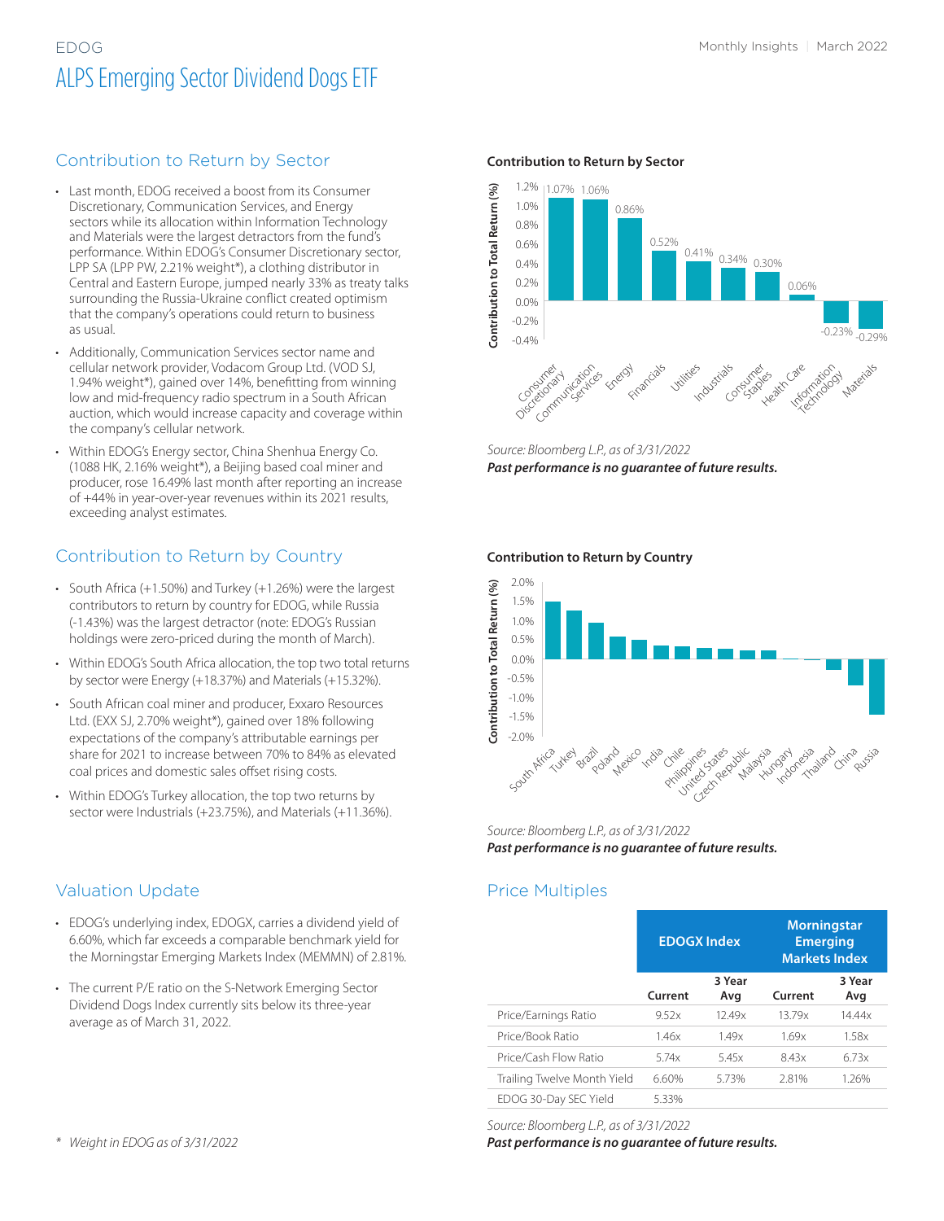EDOG

# ALPS Emerging Sector Dividend Dogs ETF

## Contribution to Return by Sector

- Last month, EDOG received a boost from its Consumer Discretionary, Communication Services, and Energy sectors while its allocation within Information Technology and Materials were the largest detractors from the fund's performance. Within EDOG's Consumer Discretionary sector, LPP SA (LPP PW, 2.21% weight*), a clothing distributor in Central and Eastern Europe, jumped nearly 33% as treaty talks surrounding the Russia-Ukraine conflict created optimism that the company's operations could return to business as usual.
- Additionally, Communication Services sector name and cellular network provider, Vodacom Group Ltd. (VOD SJ, 1.94% weight*), gained over 14%, benefitting from winning low and mid-frequency radio spectrum in a South African auction, which would increase capacity and coverage within the company's cellular network.
- Within EDOG's Energy sector, China Shenhua Energy Co. (1088 HK, 2.16% weight*), a Beijing based coal miner and producer, rose 16.49% last month after reporting an increase of +44% in year-over-year revenues within its 2021 results, exceeding analyst estimates.

**Contribution to Return by Sector**

| Sector | Contribution to Total Return (%) |
|---|---|
| Consumer Discretionary | 1.07% |
| Communication Services | 1.06% |
| Energy | 0.86% |
| Financials | 0.52% |
| Utilities | 0.41% |
| Industrials | 0.34% |
| Consumer Staples | 0.30% |
| Health Care | 0.06% |
| Information Technology | -0.23% |
| Materials | -0.29% |

*Source: Bloomberg L.P., as of 3/31/2022*
***Past performance is no guarantee of future results.***

## Contribution to Return by Country

- South Africa (+1.50%) and Turkey (+1.26%) were the largest contributors to return by country for EDOG, while Russia (-1.43%) was the largest detractor (note: EDOG's Russian holdings were zero-priced during the month of March).
- Within EDOG's South Africa allocation, the top two total returns by sector were Energy (+18.37%) and Materials (+15.32%).
- South African coal miner and producer, Exxaro Resources Ltd. (EXX SJ, 2.70% weight*), gained over 18% following expectations of the company's attributable earnings per share for 2021 to increase between 70% to 84% as elevated coal prices and domestic sales offset rising costs.
- Within EDOG's Turkey allocation, the top two returns by sector were Industrials (+23.75%), and Materials (+11.36%).

**Contribution to Return by Country**

Contribution to Total Return (%) — South Africa, Turkey, Brazil, Poland, Mexico, India, Chile, Philippines, United States, Czech Republic, Malaysia, Hungary, Indonesia, Thailand, China, Russia

*Source: Bloomberg L.P., as of 3/31/2022*
***Past performance is no guarantee of future results.***

## Valuation Update

- EDOG's underlying index, EDOGX, carries a dividend yield of 6.60%, which far exceeds a comparable benchmark yield for the Morningstar Emerging Markets Index (MEMMN) of 2.81%.
- The current P/E ratio on the S-Network Emerging Sector Dividend Dogs Index currently sits below its three-year average as of March 31, 2022.

## Price Multiples

| | EDOGX Index | | Morningstar Emerging Markets Index | |
|---|---|---|---|---|
| | Current | 3 Year Avg | Current | 3 Year Avg |
| Price/Earnings Ratio | 9.52x | 12.49x | 13.79x | 14.44x |
| Price/Book Ratio | 1.46x | 1.49x | 1.69x | 1.58x |
| Price/Cash Flow Ratio | 5.74x | 5.45x | 8.43x | 6.73x |
| Trailing Twelve Month Yield | 6.60% | 5.73% | 2.81% | 1.26% |
| EDOG 30-Day SEC Yield | 5.33% | | | |

*Source: Bloomberg L.P., as of 3/31/2022*
***Past performance is no guarantee of future results.***

\* *Weight in EDOG as of 3/31/2022*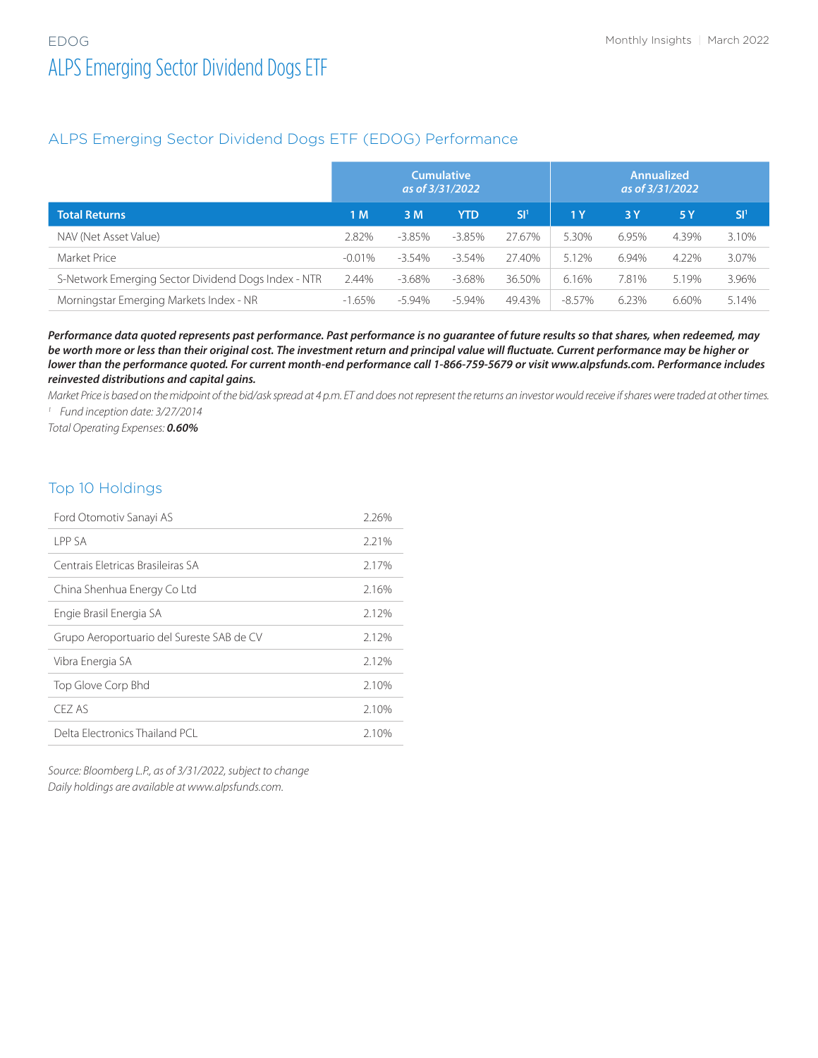EDOG

# ALPS Emerging Sector Dividend Dogs ETF

## ALPS Emerging Sector Dividend Dogs ETF (EDOG) Performance

| | Cumulative *as of 3/31/2022* | | | | Annualized *as of 3/31/2022* | | | |
|---|---|---|---|---|---|---|---|---|
| **Total Returns** | **1 M** | **3 M** | **YTD** | **SI[1]** | **1 Y** | **3 Y** | **5 Y** | **SI[1]** |
| NAV (Net Asset Value) | 2.82% | -3.85% | -3.85% | 27.67% | 5.30% | 6.95% | 4.39% | 3.10% |
| Market Price | -0.01% | -3.54% | -3.54% | 27.40% | 5.12% | 6.94% | 4.22% | 3.07% |
| S-Network Emerging Sector Dividend Dogs Index - NTR | 2.44% | -3.68% | -3.68% | 36.50% | 6.16% | 7.81% | 5.19% | 3.96% |
| Morningstar Emerging Markets Index - NR | -1.65% | -5.94% | -5.94% | 49.43% | -8.57% | 6.23% | 6.60% | 5.14% |

***Performance data quoted represents past performance. Past performance is no guarantee of future results so that shares, when redeemed, may be worth more or less than their original cost. The investment return and principal value will fluctuate. Current performance may be higher or lower than the performance quoted. For current month-end performance call 1-866-759-5679 or visit www.alpsfunds.com. Performance includes reinvested distributions and capital gains.***

*Market Price is based on the midpoint of the bid/ask spread at 4 p.m. ET and does not represent the returns an investor would receive if shares were traded at other times.*

*[1] Fund inception date: 3/27/2014*

*Total Operating Expenses: **0.60%***

## Top 10 Holdings

| | |
|---|---|
| Ford Otomotiv Sanayi AS | 2.26% |
| LPP SA | 2.21% |
| Centrais Eletricas Brasileiras SA | 2.17% |
| China Shenhua Energy Co Ltd | 2.16% |
| Engie Brasil Energia SA | 2.12% |
| Grupo Aeroportuario del Sureste SAB de CV | 2.12% |
| Vibra Energia SA | 2.12% |
| Top Glove Corp Bhd | 2.10% |
| CEZ AS | 2.10% |
| Delta Electronics Thailand PCL | 2.10% |

*Source: Bloomberg L.P., as of 3/31/2022, subject to change*
*Daily holdings are available at www.alpsfunds.com.*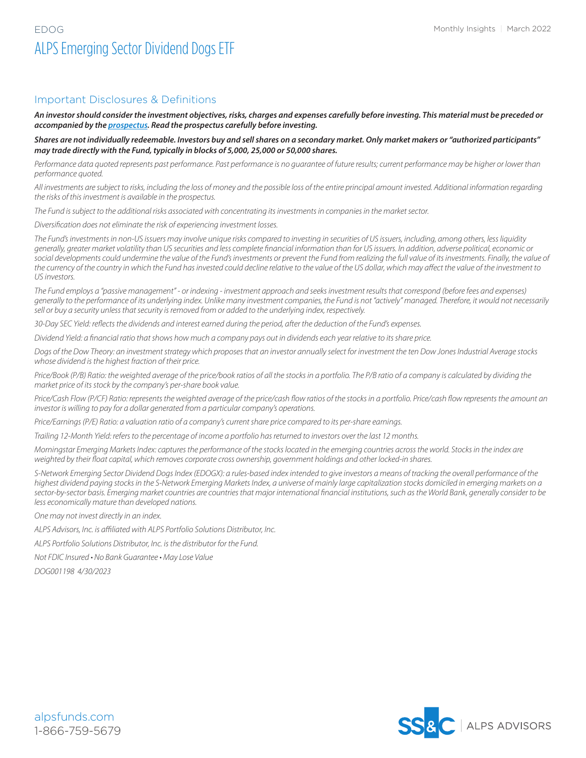## Important Disclosures & Definitions

***An investor should consider the investment objectives, risks, charges and expenses carefully before investing. This material must be preceded or accompanied by the prospectus. Read the prospectus carefully before investing.***

***Shares are not individually redeemable. Investors buy and sell shares on a secondary market. Only market makers or "authorized participants" may trade directly with the Fund, typically in blocks of 5,000, 25,000 or 50,000 shares.***

*Performance data quoted represents past performance. Past performance is no guarantee of future results; current performance may be higher or lower than performance quoted.*

*All investments are subject to risks, including the loss of money and the possible loss of the entire principal amount invested. Additional information regarding the risks of this investment is available in the prospectus.*

*The Fund is subject to the additional risks associated with concentrating its investments in companies in the market sector.*

*Diversification does not eliminate the risk of experiencing investment losses.*

*The Fund's investments in non-US issuers may involve unique risks compared to investing in securities of US issuers, including, among others, less liquidity generally, greater market volatility than US securities and less complete financial information than for US issuers. In addition, adverse political, economic or social developments could undermine the value of the Fund's investments or prevent the Fund from realizing the full value of its investments. Finally, the value of the currency of the country in which the Fund has invested could decline relative to the value of the US dollar, which may affect the value of the investment to US investors.*

*The Fund employs a "passive management" - or indexing - investment approach and seeks investment results that correspond (before fees and expenses) generally to the performance of its underlying index. Unlike many investment companies, the Fund is not "actively" managed. Therefore, it would not necessarily sell or buy a security unless that security is removed from or added to the underlying index, respectively.*

*30-Day SEC Yield: reflects the dividends and interest earned during the period, after the deduction of the Fund's expenses.*

*Dividend Yield: a financial ratio that shows how much a company pays out in dividends each year relative to its share price.*

*Dogs of the Dow Theory: an investment strategy which proposes that an investor annually select for investment the ten Dow Jones Industrial Average stocks whose dividend is the highest fraction of their price.*

*Price/Book (P/B) Ratio: the weighted average of the price/book ratios of all the stocks in a portfolio. The P/B ratio of a company is calculated by dividing the market price of its stock by the company's per-share book value.*

*Price/Cash Flow (P/CF) Ratio: represents the weighted average of the price/cash flow ratios of the stocks in a portfolio. Price/cash flow represents the amount an investor is willing to pay for a dollar generated from a particular company's operations.*

*Price/Earnings (P/E) Ratio: a valuation ratio of a company's current share price compared to its per-share earnings.*

*Trailing 12-Month Yield: refers to the percentage of income a portfolio has returned to investors over the last 12 months.*

*Morningstar Emerging Markets Index: captures the performance of the stocks located in the emerging countries across the world. Stocks in the index are weighted by their float capital, which removes corporate cross ownership, government holdings and other locked-in shares.*

*S-Network Emerging Sector Dividend Dogs Index (EDOGX): a rules-based index intended to give investors a means of tracking the overall performance of the highest dividend paying stocks in the S-Network Emerging Markets Index, a universe of mainly large capitalization stocks domiciled in emerging markets on a sector-by-sector basis. Emerging market countries are countries that major international financial institutions, such as the World Bank, generally consider to be less economically mature than developed nations.*

*One may not invest directly in an index.*

*ALPS Advisors, Inc. is affiliated with ALPS Portfolio Solutions Distributor, Inc.*

*ALPS Portfolio Solutions Distributor, Inc. is the distributor for the Fund.*

*Not FDIC Insured • No Bank Guarantee • May Lose Value*

*DOG001198 4/30/2023*

alpsfunds.com
1-866-759-5679

SS&C | ALPS ADVISORS